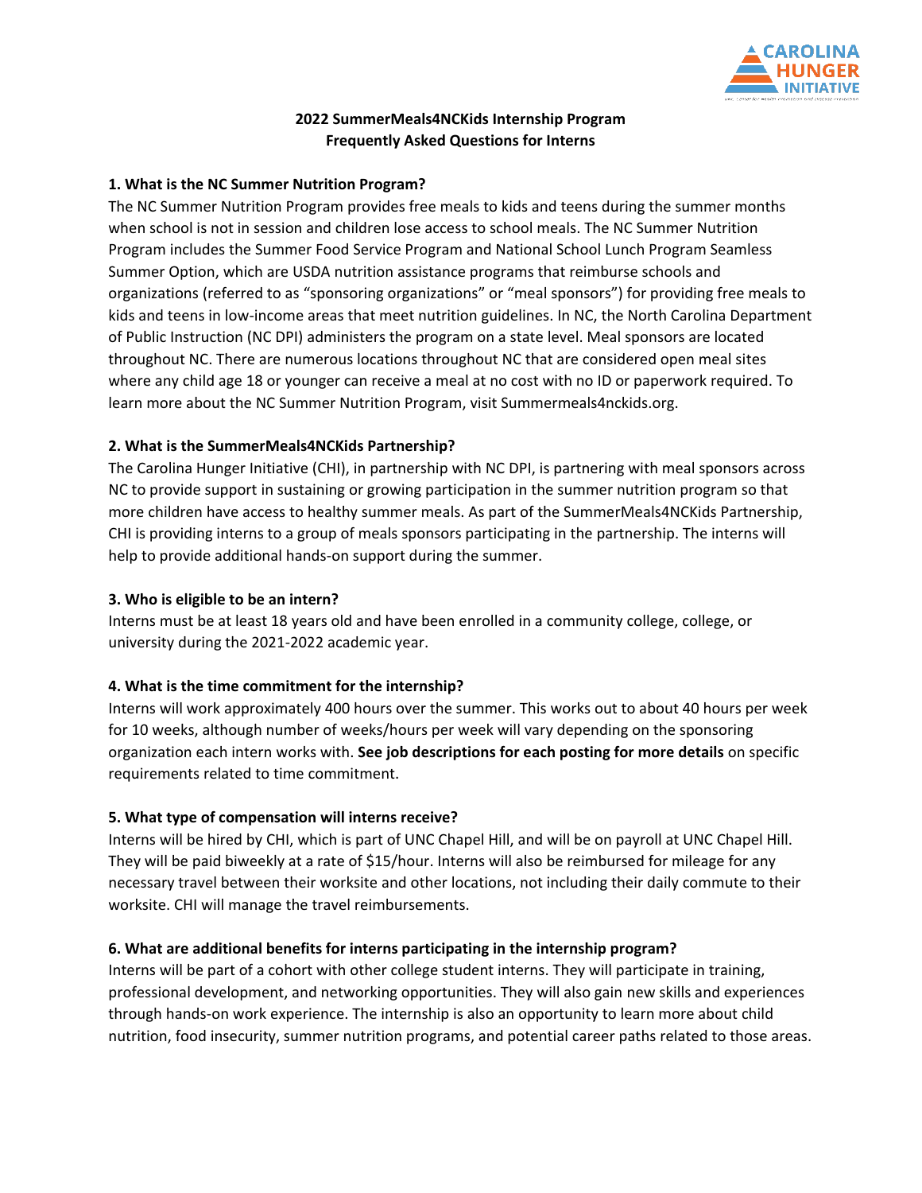## 2022 SummerMeals4NCKids Internship Program
## Frequently Asked Questions for Interns

### 1. What is the NC Summer Nutrition Program?

The NC Summer Nutrition Program provides free meals to kids and teens during the summer months when school is not in session and children lose access to school meals. The NC Summer Nutrition Program includes the Summer Food Service Program and National School Lunch Program Seamless Summer Option, which are USDA nutrition assistance programs that reimburse schools and organizations (referred to as "sponsoring organizations" or "meal sponsors") for providing free meals to kids and teens in low-income areas that meet nutrition guidelines. In NC, the North Carolina Department of Public Instruction (NC DPI) administers the program on a state level. Meal sponsors are located throughout NC. There are numerous locations throughout NC that are considered open meal sites where any child age 18 or younger can receive a meal at no cost with no ID or paperwork required. To learn more about the NC Summer Nutrition Program, visit Summermeals4nckids.org.

### 2. What is the SummerMeals4NCKids Partnership?

The Carolina Hunger Initiative (CHI), in partnership with NC DPI, is partnering with meal sponsors across NC to provide support in sustaining or growing participation in the summer nutrition program so that more children have access to healthy summer meals. As part of the SummerMeals4NCKids Partnership, CHI is providing interns to a group of meals sponsors participating in the partnership. The interns will help to provide additional hands-on support during the summer.

### 3. Who is eligible to be an intern?

Interns must be at least 18 years old and have been enrolled in a community college, college, or university during the 2021-2022 academic year.

### 4. What is the time commitment for the internship?

Interns will work approximately 400 hours over the summer. This works out to about 40 hours per week for 10 weeks, although number of weeks/hours per week will vary depending on the sponsoring organization each intern works with. **See job descriptions for each posting for more details** on specific requirements related to time commitment.

### 5. What type of compensation will interns receive?

Interns will be hired by CHI, which is part of UNC Chapel Hill, and will be on payroll at UNC Chapel Hill. They will be paid biweekly at a rate of $15/hour. Interns will also be reimbursed for mileage for any necessary travel between their worksite and other locations, not including their daily commute to their worksite. CHI will manage the travel reimbursements.

### 6. What are additional benefits for interns participating in the internship program?

Interns will be part of a cohort with other college student interns. They will participate in training, professional development, and networking opportunities. They will also gain new skills and experiences through hands-on work experience. The internship is also an opportunity to learn more about child nutrition, food insecurity, summer nutrition programs, and potential career paths related to those areas.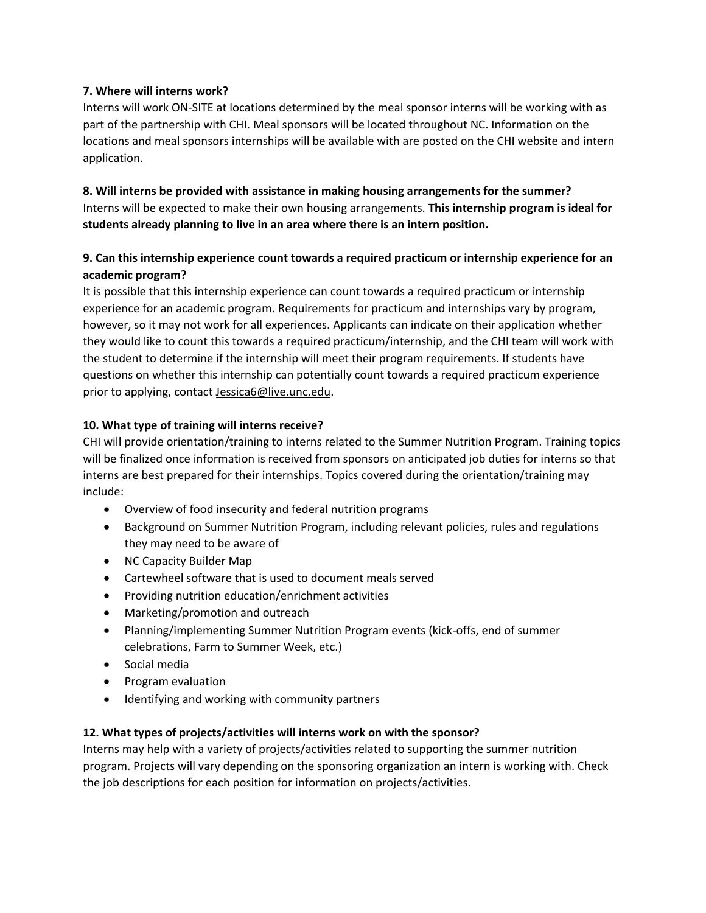**7. Where will interns work?**

Interns will work ON-SITE at locations determined by the meal sponsor interns will be working with as part of the partnership with CHI. Meal sponsors will be located throughout NC. Information on the locations and meal sponsors internships will be available with are posted on the CHI website and intern application.

**8. Will interns be provided with assistance in making housing arrangements for the summer?**

Interns will be expected to make their own housing arrangements. **This internship program is ideal for students already planning to live in an area where there is an intern position.**

**9. Can this internship experience count towards a required practicum or internship experience for an academic program?**

It is possible that this internship experience can count towards a required practicum or internship experience for an academic program. Requirements for practicum and internships vary by program, however, so it may not work for all experiences. Applicants can indicate on their application whether they would like to count this towards a required practicum/internship, and the CHI team will work with the student to determine if the internship will meet their program requirements. If students have questions on whether this internship can potentially count towards a required practicum experience prior to applying, contact Jessica6@live.unc.edu.

**10. What type of training will interns receive?**

CHI will provide orientation/training to interns related to the Summer Nutrition Program. Training topics will be finalized once information is received from sponsors on anticipated job duties for interns so that interns are best prepared for their internships. Topics covered during the orientation/training may include:

- Overview of food insecurity and federal nutrition programs
- Background on Summer Nutrition Program, including relevant policies, rules and regulations they may need to be aware of
- NC Capacity Builder Map
- Cartewheel software that is used to document meals served
- Providing nutrition education/enrichment activities
- Marketing/promotion and outreach
- Planning/implementing Summer Nutrition Program events (kick-offs, end of summer celebrations, Farm to Summer Week, etc.)
- Social media
- Program evaluation
- Identifying and working with community partners

**12. What types of projects/activities will interns work on with the sponsor?**

Interns may help with a variety of projects/activities related to supporting the summer nutrition program. Projects will vary depending on the sponsoring organization an intern is working with. Check the job descriptions for each position for information on projects/activities.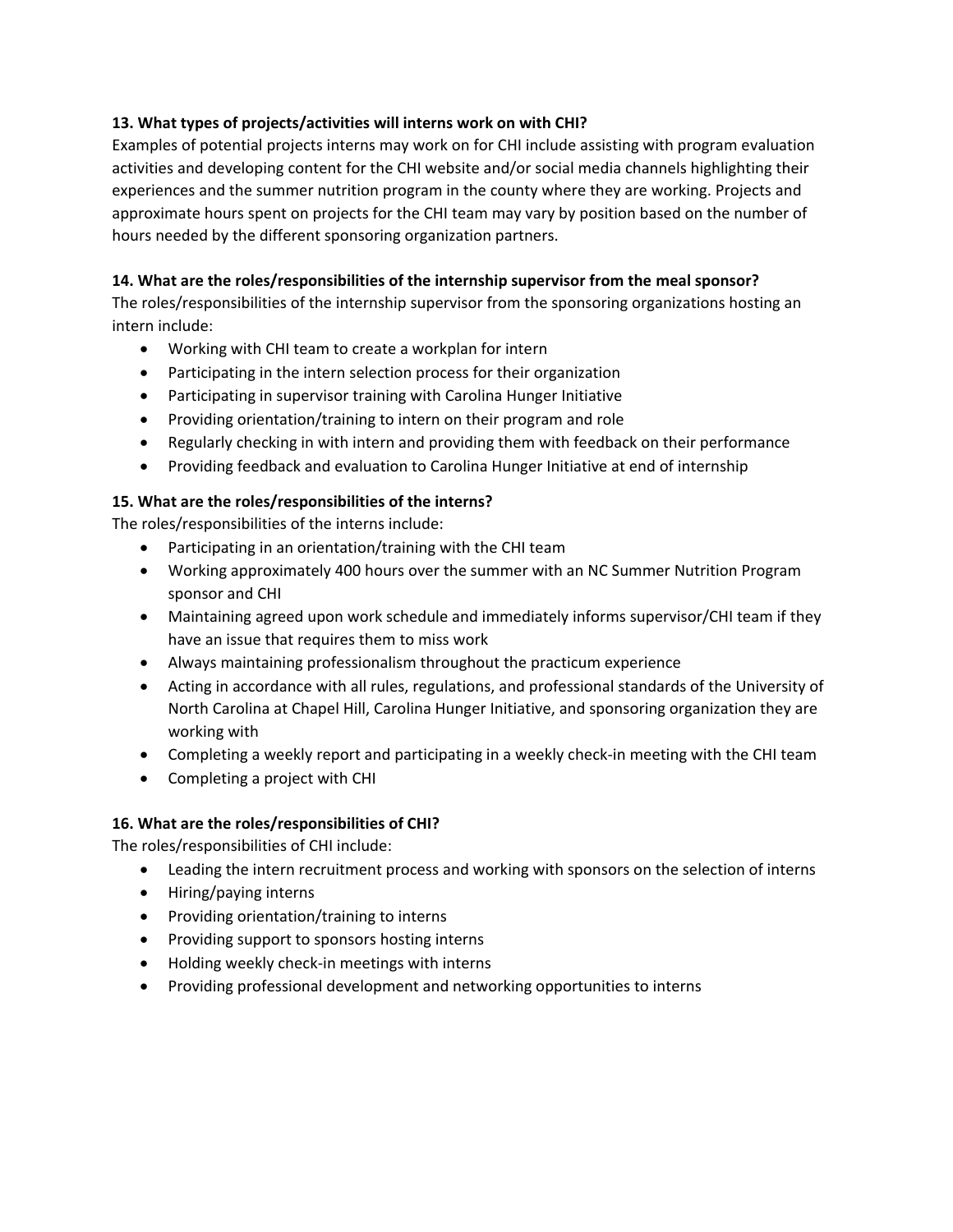**13. What types of projects/activities will interns work on with CHI?**

Examples of potential projects interns may work on for CHI include assisting with program evaluation activities and developing content for the CHI website and/or social media channels highlighting their experiences and the summer nutrition program in the county where they are working. Projects and approximate hours spent on projects for the CHI team may vary by position based on the number of hours needed by the different sponsoring organization partners.

**14. What are the roles/responsibilities of the internship supervisor from the meal sponsor?**

The roles/responsibilities of the internship supervisor from the sponsoring organizations hosting an intern include:

- Working with CHI team to create a workplan for intern
- Participating in the intern selection process for their organization
- Participating in supervisor training with Carolina Hunger Initiative
- Providing orientation/training to intern on their program and role
- Regularly checking in with intern and providing them with feedback on their performance
- Providing feedback and evaluation to Carolina Hunger Initiative at end of internship

**15. What are the roles/responsibilities of the interns?**

The roles/responsibilities of the interns include:

- Participating in an orientation/training with the CHI team
- Working approximately 400 hours over the summer with an NC Summer Nutrition Program sponsor and CHI
- Maintaining agreed upon work schedule and immediately informs supervisor/CHI team if they have an issue that requires them to miss work
- Always maintaining professionalism throughout the practicum experience
- Acting in accordance with all rules, regulations, and professional standards of the University of North Carolina at Chapel Hill, Carolina Hunger Initiative, and sponsoring organization they are working with
- Completing a weekly report and participating in a weekly check-in meeting with the CHI team
- Completing a project with CHI

**16. What are the roles/responsibilities of CHI?**

The roles/responsibilities of CHI include:

- Leading the intern recruitment process and working with sponsors on the selection of interns
- Hiring/paying interns
- Providing orientation/training to interns
- Providing support to sponsors hosting interns
- Holding weekly check-in meetings with interns
- Providing professional development and networking opportunities to interns